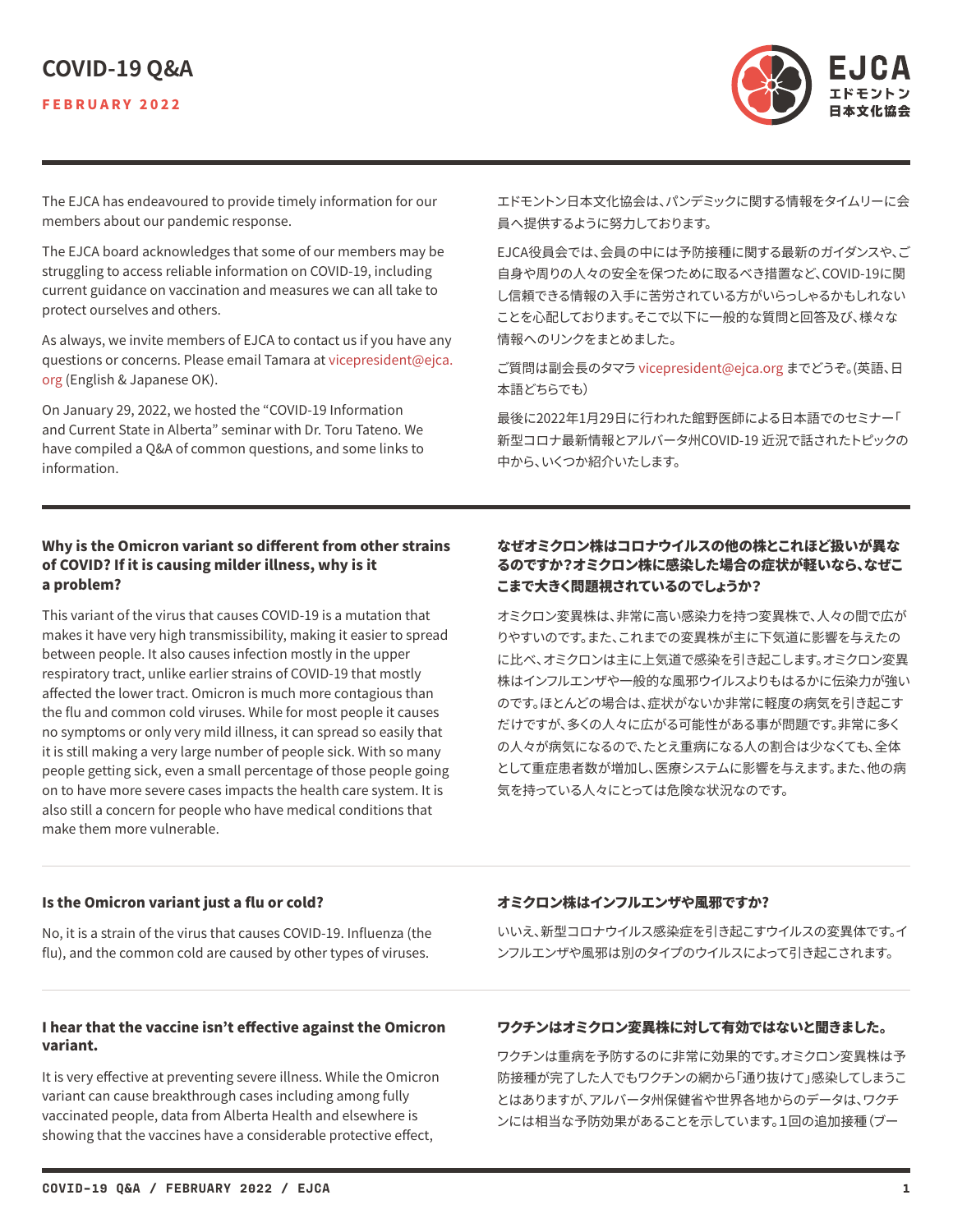# COVID-19 Q&A

**FEBRUARY 2022**

EJCA エドモントン日本文化協会

The EJCA has endeavoured to provide timely information for our members about our pandemic response.

The EJCA board acknowledges that some of our members may be struggling to access reliable information on COVID-19, including current guidance on vaccination and measures we can all take to protect ourselves and others.

As always, we invite members of EJCA to contact us if you have any questions or concerns. Please email Tamara at vicepresident@ejca.org (English & Japanese OK).

On January 29, 2022, we hosted the "COVID-19 Information and Current State in Alberta" seminar with Dr. Toru Tateno. We have compiled a Q&A of common questions, and some links to information.

エドモントン日本文化協会は、パンデミックに関する情報をタイムリーに会員へ提供するように努力しております。

EJCA役員会では、会員の中には予防接種に関する最新のガイダンスや、ご自身や周りの人々の安全を保つために取るべき措置など、COVID-19に関し信頼できる情報の入手に苦労されている方がいらっしゃるかもしれないことを心配しております。そこで以下に一般的な質問と回答及び、様々な情報へのリンクをまとめました。

ご質問は副会長のタマラ vicepresident@ejca.org までどうぞ。(英語、日本語どちらでも)

最後に2022年1月29日に行われた館野医師による日本語でのセミナー「新型コロナ最新情報とアルバータ州COVID-19 近況で話されたトピックの中から、いくつか紹介いたします。

---

### Why is the Omicron variant so different from other strains of COVID? If it is causing milder illness, why is it a problem?

This variant of the virus that causes COVID-19 is a mutation that makes it have very high transmissibility, making it easier to spread between people. It also causes infection mostly in the upper respiratory tract, unlike earlier strains of COVID-19 that mostly affected the lower tract. Omicron is much more contagious than the flu and common cold viruses. While for most people it causes no symptoms or only very mild illness, it can spread so easily that it is still making a very large number of people sick. With so many people getting sick, even a small percentage of those people going on to have more severe cases impacts the health care system. It is also still a concern for people who have medical conditions that make them more vulnerable.

### なぜオミクロン株はコロナウイルスの他の株とこれほど扱いが異なるのですか?オミクロン株に感染した場合の症状が軽いなら、なぜここまで大きく問題視されているのでしょうか?

オミクロン変異株は、非常に高い感染力を持つ変異株で、人々の間で広がりやすいのです。また、これまでの変異株が主に下気道に影響を与えたのに比べ、オミクロンは主に上気道で感染を引き起こします。オミクロン変異株はインフルエンザや一般的な風邪ウイルスよりもはるかに伝染力が強いのです。ほとんどの場合は、症状がないか非常に軽度の病気を引き起こすだけですが、多くの人々に広がる可能性がある事が問題です。非常に多くの人々が病気になるので、たとえ重病になる人の割合は少なくても、全体として重症患者数が増加し、医療システムに影響を与えます。また、他の病気を持っている人々にとっては危険な状況なのです。

---

### Is the Omicron variant just a flu or cold?

No, it is a strain of the virus that causes COVID-19. Influenza (the flu), and the common cold are caused by other types of viruses.

### オミクロン株はインフルエンザや風邪ですか?

いいえ、新型コロナウイルス感染症を引き起こすウイルスの変異体です。インフルエンザや風邪は別のタイプのウイルスによって引き起こされます。

---

### I hear that the vaccine isn't effective against the Omicron variant.

It is very effective at preventing severe illness. While the Omicron variant can cause breakthrough cases including among fully vaccinated people, data from Alberta Health and elsewhere is showing that the vaccines have a considerable protective effect,

### ワクチンはオミクロン変異株に対して有効ではないと聞きました。

ワクチンは重病を予防するのに非常に効果的です。オミクロン変異株は予防接種が完了した人でもワクチンの網から「通り抜けて」感染してしまうことはありますが、アルバータ州保健省や世界各地からのデータは、ワクチンには相当な予防効果があることを示しています。1回の追加接種(ブー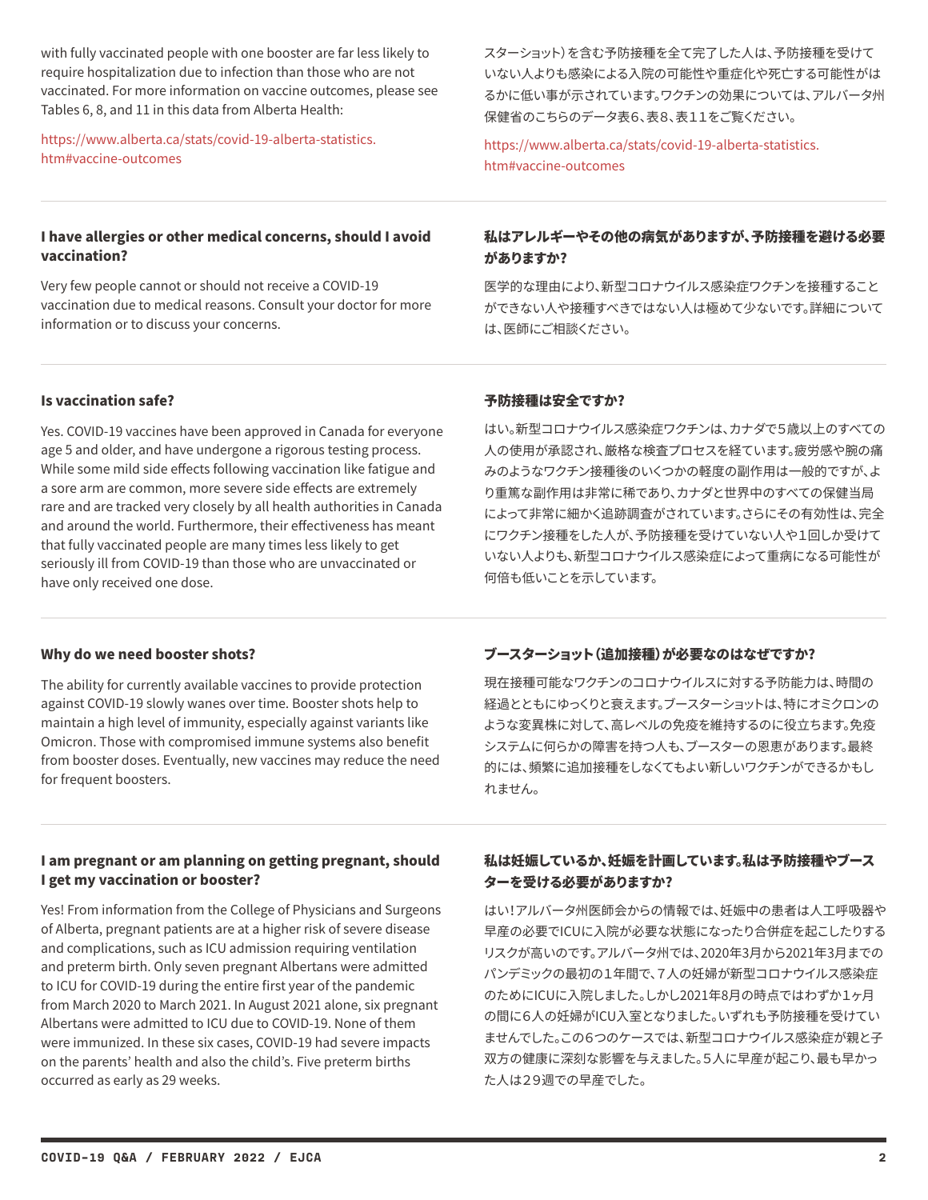with fully vaccinated people with one booster are far less likely to require hospitalization due to infection than those who are not vaccinated. For more information on vaccine outcomes, please see Tables 6, 8, and 11 in this data from Alberta Health:

https://www.alberta.ca/stats/covid-19-alberta-statistics.htm#vaccine-outcomes

スターショット）を含む予防接種を全て完了した人は、予防接種を受けていない人よりも感染による入院の可能性や重症化や死亡する可能性がはるかに低い事が示されています。ワクチンの効果については、アルバータ州保健省のこちらのデータ表6、表8、表11をご覧ください。

https://www.alberta.ca/stats/covid-19-alberta-statistics.htm#vaccine-outcomes

### I have allergies or other medical concerns, should I avoid vaccination?

Very few people cannot or should not receive a COVID-19 vaccination due to medical reasons. Consult your doctor for more information or to discuss your concerns.

### 私はアレルギーやその他の病気がありますが、予防接種を避ける必要がありますか？

医学的な理由により、新型コロナウイルス感染症ワクチンを接種することができない人や接種すべきではない人は極めて少ないです。詳細については、医師にご相談ください。

### Is vaccination safe?

Yes. COVID-19 vaccines have been approved in Canada for everyone age 5 and older, and have undergone a rigorous testing process. While some mild side effects following vaccination like fatigue and a sore arm are common, more severe side effects are extremely rare and are tracked very closely by all health authorities in Canada and around the world. Furthermore, their effectiveness has meant that fully vaccinated people are many times less likely to get seriously ill from COVID-19 than those who are unvaccinated or have only received one dose.

### 予防接種は安全ですか？

はい。新型コロナウイルス感染症ワクチンは、カナダで5歳以上のすべての人の使用が承認され、厳格な検査プロセスを経ています。疲労感や腕の痛みのようなワクチン接種後のいくつかの軽度の副作用は一般的ですが、より重篤な副作用は非常に稀であり、カナダと世界中のすべての保健当局によって非常に細かく追跡調査がされています。さらにその有効性は、完全にワクチン接種をした人が、予防接種を受けていない人や1回しか受けていない人よりも、新型コロナウイルス感染症によって重病になる可能性が何倍も低いことを示しています。

### Why do we need booster shots?

The ability for currently available vaccines to provide protection against COVID-19 slowly wanes over time. Booster shots help to maintain a high level of immunity, especially against variants like Omicron. Those with compromised immune systems also benefit from booster doses. Eventually, new vaccines may reduce the need for frequent boosters.

### ブースターショット（追加接種）が必要なのはなぜですか？

現在接種可能なワクチンのコロナウイルスに対する予防能力は、時間の経過とともにゆっくりと衰えます。ブースターショットは、特にオミクロンのような変異株に対して、高レベルの免疫を維持するのに役立ちます。免疫システムに何らかの障害を持つ人も、ブースターの恩恵があります。最終的には、頻繁に追加接種をしなくてもよい新しいワクチンができるかもしれません。

### I am pregnant or am planning on getting pregnant, should I get my vaccination or booster?

Yes! From information from the College of Physicians and Surgeons of Alberta, pregnant patients are at a higher risk of severe disease and complications, such as ICU admission requiring ventilation and preterm birth. Only seven pregnant Albertans were admitted to ICU for COVID-19 during the entire first year of the pandemic from March 2020 to March 2021. In August 2021 alone, six pregnant Albertans were admitted to ICU due to COVID-19. None of them were immunized. In these six cases, COVID-19 had severe impacts on the parents' health and also the child's. Five preterm births occurred as early as 29 weeks.

### 私は妊娠しているか、妊娠を計画しています。私は予防接種やブースターを受ける必要がありますか？

はい！アルバータ州医師会からの情報では、妊娠中の患者は人工呼吸器や早産の必要でICUに入院が必要な状態になったり合併症を起こしたりするリスクが高いのです。アルバータ州では、2020年3月から2021年3月までのパンデミックの最初の1年間で、7人の妊婦が新型コロナウイルス感染症のためにICUに入院しました。しかし2021年8月の時点ではわずか1ヶ月の間に6人の妊婦がICU入室となりました。いずれも予防接種を受けていませんでした。この6つのケースでは、新型コロナウイルス感染症が親と子双方の健康に深刻な影響を与えました。5人に早産が起こり、最も早かった人は29週での早産でした。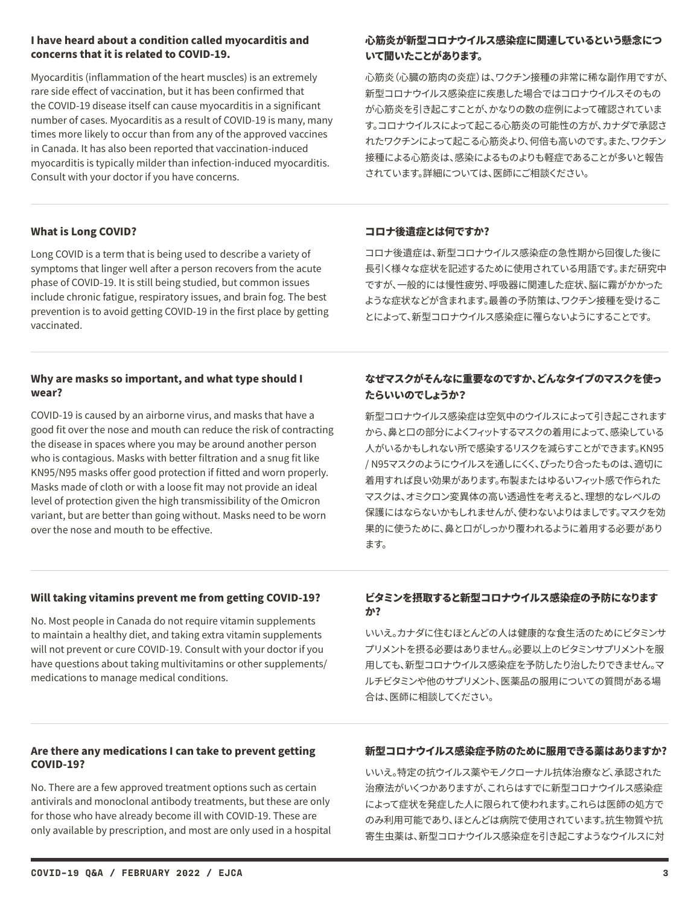### I have heard about a condition called myocarditis and concerns that it is related to COVID-19.

Myocarditis (inflammation of the heart muscles) is an extremely rare side effect of vaccination, but it has been confirmed that the COVID-19 disease itself can cause myocarditis in a significant number of cases. Myocarditis as a result of COVID-19 is many, many times more likely to occur than from any of the approved vaccines in Canada. It has also been reported that vaccination-induced myocarditis is typically milder than infection-induced myocarditis. Consult with your doctor if you have concerns.

### 心筋炎が新型コロナウイルス感染症に関連しているという懸念について聞いたことがあります。

心筋炎（心臓の筋肉の炎症）は、ワクチン接種の非常に稀な副作用ですが、新型コロナウイルス感染症に疾患した場合ではコロナウイルスそのものが心筋炎を引き起こすことが、かなりの数の症例によって確認されています。コロナウイルスによって起こる心筋炎の可能性の方が、カナダで承認されたワクチンによって起こる心筋炎より、何倍も高いのです。また、ワクチン接種による心筋炎は、感染によるものよりも軽症であることが多いと報告されています。詳細については、医師にご相談ください。

### What is Long COVID?

Long COVID is a term that is being used to describe a variety of symptoms that linger well after a person recovers from the acute phase of COVID-19. It is still being studied, but common issues include chronic fatigue, respiratory issues, and brain fog. The best prevention is to avoid getting COVID-19 in the first place by getting vaccinated.

### コロナ後遺症とは何ですか？

コロナ後遺症は、新型コロナウイルス感染症の急性期から回復した後に長引く様々な症状を記述するために使用されている用語です。まだ研究中ですが、一般的には慢性疲労、呼吸器に関連した症状、脳に霧がかかったような症状などが含まれます。最善の予防策は、ワクチン接種を受けることによって、新型コロナウイルス感染症に罹らないようにすることです。

### Why are masks so important, and what type should I wear?

COVID-19 is caused by an airborne virus, and masks that have a good fit over the nose and mouth can reduce the risk of contracting the disease in spaces where you may be around another person who is contagious. Masks with better filtration and a snug fit like KN95/N95 masks offer good protection if fitted and worn properly. Masks made of cloth or with a loose fit may not provide an ideal level of protection given the high transmissibility of the Omicron variant, but are better than going without. Masks need to be worn over the nose and mouth to be effective.

### なぜマスクがそんなに重要なのですか、どんなタイプのマスクを使ったらいいのでしょうか？

新型コロナウイルス感染症は空気中のウイルスによって引き起こされますから、鼻と口の部分によくフィットするマスクの着用によって、感染している人がいるかもしれない所で感染するリスクを減らすことができます。KN95 / N95マスクのようにウイルスを通しにくく、ぴったり合ったものは、適切に着用すれば良い効果があります。布製またはゆるいフィット感で作られたマスクは、オミクロン変異体の高い透過性を考えると、理想的なレベルの保護にはならないかもしれませんが、使わないよりはましです。マスクを効果的に使うために、鼻と口がしっかり覆われるように着用する必要があります。

### Will taking vitamins prevent me from getting COVID-19?

No. Most people in Canada do not require vitamin supplements to maintain a healthy diet, and taking extra vitamin supplements will not prevent or cure COVID-19. Consult with your doctor if you have questions about taking multivitamins or other supplements/ medications to manage medical conditions.

### ビタミンを摂取すると新型コロナウイルス感染症の予防になりますか？

いいえ。カナダに住むほとんどの人は健康的な食生活のためにビタミンサプリメントを摂る必要はありません。必要以上のビタミンサプリメントを服用しても、新型コロナウイルス感染症を予防したり治したりできません。マルチビタミンや他のサプリメント、医薬品の服用についての質問がある場合は、医師に相談してください。

### Are there any medications I can take to prevent getting COVID-19?

No. There are a few approved treatment options such as certain antivirals and monoclonal antibody treatments, but these are only for those who have already become ill with COVID-19. These are only available by prescription, and most are only used in a hospital

### 新型コロナウイルス感染症予防のために服用できる薬はありますか？

いいえ。特定の抗ウイルス薬やモノクローナル抗体治療など、承認された治療法がいくつかありますが、これらはすでに新型コロナウイルス感染症によって症状を発症した人に限られて使われます。これらは医師の処方でのみ利用可能であり、ほとんどは病院で使用されています。抗生物質や抗寄生虫薬は、新型コロナウイルス感染症を引き起こすようなウイルスに対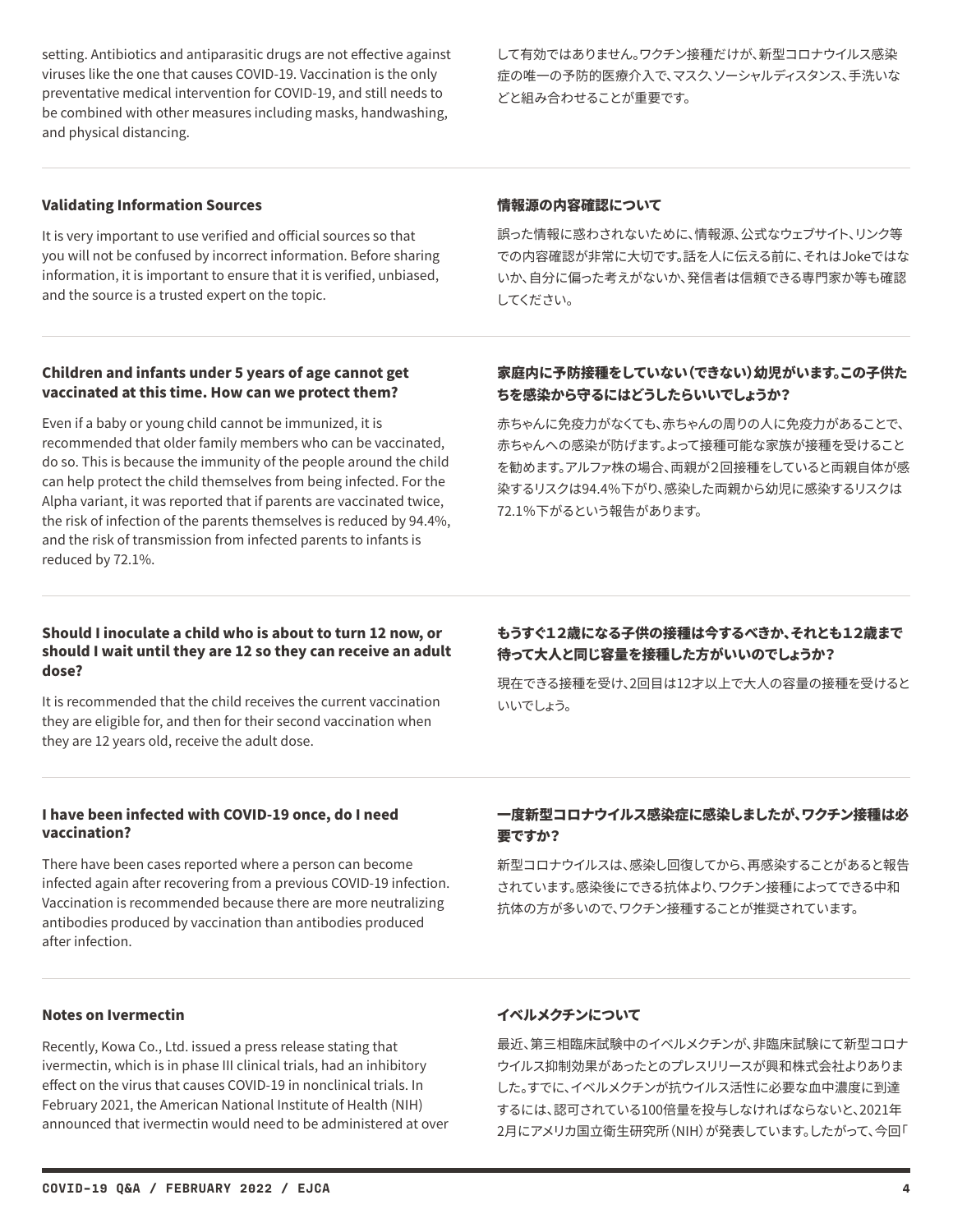setting. Antibiotics and antiparasitic drugs are not effective against viruses like the one that causes COVID-19. Vaccination is the only preventative medical intervention for COVID-19, and still needs to be combined with other measures including masks, handwashing, and physical distancing.

して有効ではありません。ワクチン接種だけが、新型コロナウイルス感染症の唯一の予防的医療介入で、マスク、ソーシャルディスタンス、手洗いなどと組み合わせることが重要です。

### Validating Information Sources

It is very important to use verified and official sources so that you will not be confused by incorrect information. Before sharing information, it is important to ensure that it is verified, unbiased, and the source is a trusted expert on the topic.

### 情報源の内容確認について

誤った情報に惑わされないために、情報源、公式なウェブサイト、リンク等での内容確認が非常に大切です。話を人に伝える前に、それはJokeではないか、自分に偏った考えがないか、発信者は信頼できる専門家か等も確認してください。

### Children and infants under 5 years of age cannot get vaccinated at this time. How can we protect them?

Even if a baby or young child cannot be immunized, it is recommended that older family members who can be vaccinated, do so. This is because the immunity of the people around the child can help protect the child themselves from being infected. For the Alpha variant, it was reported that if parents are vaccinated twice, the risk of infection of the parents themselves is reduced by 94.4%, and the risk of transmission from infected parents to infants is reduced by 72.1%.

### 家庭内に予防接種をしていない（できない）幼児がいます。この子供たちを感染から守るにはどうしたらいいでしょうか？

赤ちゃんに免疫力がなくても、赤ちゃんの周りの人に免疫力があることで、赤ちゃんへの感染が防げます。よって接種可能な家族が接種を受けることを勧めます。アルファ株の場合、両親が2回接種をしていると両親自体が感染するリスクは94.4%下がり、感染した両親から幼児に感染するリスクは72.1%下がるという報告があります。

### Should I inoculate a child who is about to turn 12 now, or should I wait until they are 12 so they can receive an adult dose?

It is recommended that the child receives the current vaccination they are eligible for, and then for their second vaccination when they are 12 years old, receive the adult dose.

### もうすぐ12歳になる子供の接種は今するべきか、それとも12歳まで待って大人と同じ容量を接種した方がいいのでしょうか？

現在できる接種を受け、2回目は12才以上で大人の容量の接種を受けるといいでしょう。

### I have been infected with COVID-19 once, do I need vaccination?

There have been cases reported where a person can become infected again after recovering from a previous COVID-19 infection. Vaccination is recommended because there are more neutralizing antibodies produced by vaccination than antibodies produced after infection.

### 一度新型コロナウイルス感染症に感染しましたが、ワクチン接種は必要ですか？

新型コロナウイルスは、感染し回復してから、再感染することがあると報告されています。感染後にできる抗体より、ワクチン接種によってできる中和抗体の方が多いので、ワクチン接種することが推奨されています。

### Notes on Ivermectin

Recently, Kowa Co., Ltd. issued a press release stating that ivermectin, which is in phase III clinical trials, had an inhibitory effect on the virus that causes COVID-19 in nonclinical trials. In February 2021, the American National Institute of Health (NIH) announced that ivermectin would need to be administered at over

### イベルメクチンについて

最近、第三相臨床試験中のイベルメクチンが、非臨床試験にて新型コロナウイルス抑制効果があったとのプレスリリースが興和株式会社よりありました。すでに、イベルメクチンが抗ウイルス活性に必要な血中濃度に到達するには、認可されている100倍量を投与しなければならないと、2021年2月にアメリカ国立衛生研究所（NIH）が発表しています。したがって、今回「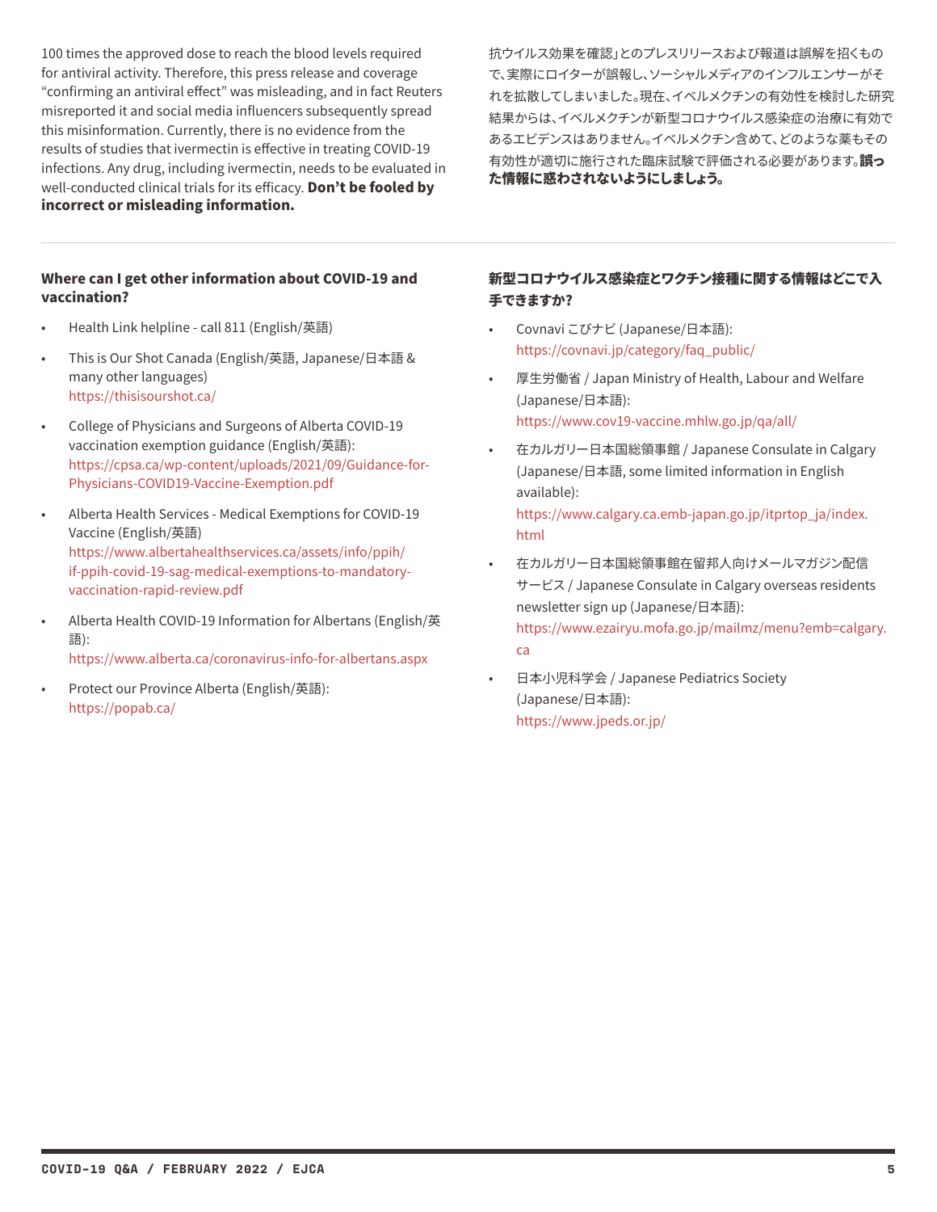100 times the approved dose to reach the blood levels required for antiviral activity. Therefore, this press release and coverage “confirming an antiviral effect” was misleading, and in fact Reuters misreported it and social media influencers subsequently spread this misinformation. Currently, there is no evidence from the results of studies that ivermectin is effective in treating COVID-19 infections. Any drug, including ivermectin, needs to be evaluated in well-conducted clinical trials for its efficacy. **Don’t be fooled by incorrect or misleading information.**

抗ウイルス効果を確認」とのプレスリリースおよび報道は誤解を招くもので、実際にロイターが誤報し、ソーシャルメディアのインフルエンサーがそれを拡散してしまいました。現在、イベルメクチンの有効性を検討した研究結果からは、イベルメクチンが新型コロナウイルス感染症の治療に有効であるエビデンスはありません。イベルメクチン含めて、どのような薬もその有効性が適切に施行された臨床試験で評価される必要があります。**誤った情報に惑わされないようにしましょう。**

---

## Where can I get other information about COVID-19 and vaccination?

- Health Link helpline - call 811 (English/英語)
- This is Our Shot Canada (English/英語, Japanese/日本語 & many other languages) https://thisisourshot.ca/
- College of Physicians and Surgeons of Alberta COVID-19 vaccination exemption guidance (English/英語): https://cpsa.ca/wp-content/uploads/2021/09/Guidance-for-Physicians-COVID19-Vaccine-Exemption.pdf
- Alberta Health Services - Medical Exemptions for COVID-19 Vaccine (English/英語) https://www.albertahealthservices.ca/assets/info/ppih/if-ppih-covid-19-sag-medical-exemptions-to-mandatory-vaccination-rapid-review.pdf
- Alberta Health COVID-19 Information for Albertans (English/英語): https://www.alberta.ca/coronavirus-info-for-albertans.aspx
- Protect our Province Alberta (English/英語): https://popab.ca/

## 新型コロナウイルス感染症とワクチン接種に関する情報はどこで入手できますか?

- Covnavi こびナビ (Japanese/日本語): https://covnavi.jp/category/faq_public/
- 厚生労働省 / Japan Ministry of Health, Labour and Welfare (Japanese/日本語): https://www.cov19-vaccine.mhlw.go.jp/qa/all/
- 在カルガリー日本国総領事館 / Japanese Consulate in Calgary (Japanese/日本語, some limited information in English available): https://www.calgary.ca.emb-japan.go.jp/itprtop_ja/index.html
- 在カルガリー日本国総領事館在留邦人向けメールマガジン配信サービス / Japanese Consulate in Calgary overseas residents newsletter sign up (Japanese/日本語): https://www.ezairyu.mofa.go.jp/mailmz/menu?emb=calgary.ca
- 日本小児科学会 / Japanese Pediatrics Society (Japanese/日本語): https://www.jpeds.or.jp/